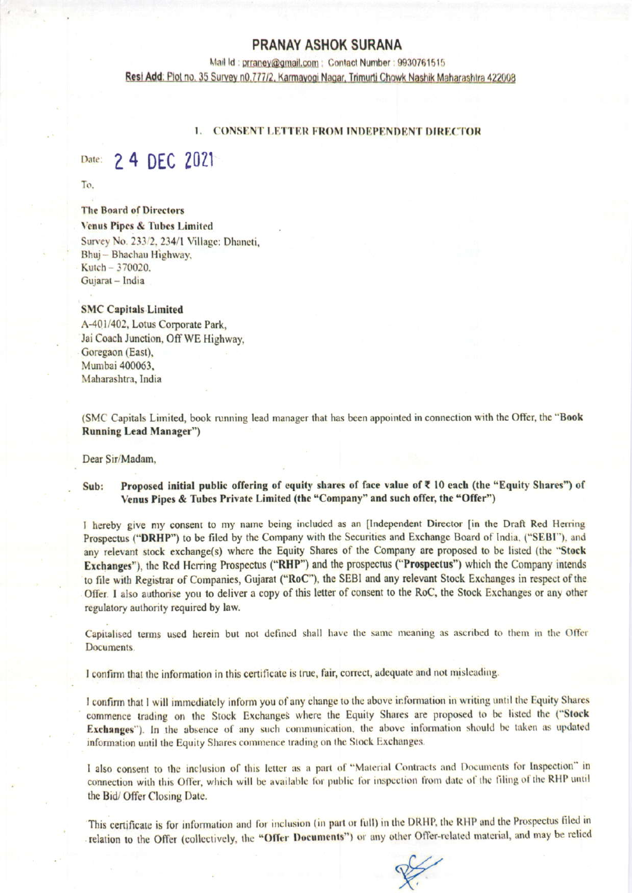# PRANAY ASHOK SURANA

Mail Id : prraney@gmail.com ; Contact Number : 9930761515

**Resi Add: Plot no. 35 Survey n0.777/2, Karmayogi Nagar, Trimurti Chowk Nashik Maharashtra 422008**

## 1. CONSENT LETTER FROM INDEPENDENT DIRECTOR

Date: 24 DEC 2021

To,

**The Board of Directors**
**Venus Pipes & Tubes Limited**
Survey No. 233/2, 234/1 Village: Dhaneti,
Bhuj – Bhachau Highway,
Kutch – 370020.
Gujarat – India

**SMC Capitals Limited**
A-401/402, Lotus Corporate Park,
Jai Coach Junction, Off WE Highway,
Goregaon (East),
Mumbai 400063,
Maharashtra, India

(SMC Capitals Limited, book running lead manager that has been appointed in connection with the Offer, the "**Book Running Lead Manager**")

Dear Sir/Madam,

**Sub: Proposed initial public offering of equity shares of face value of ₹ 10 each (the "Equity Shares") of Venus Pipes & Tubes Private Limited (the "Company" and such offer, the "Offer")**

I hereby give my consent to my name being included as an [Independent Director [in the Draft Red Herring Prospectus ("**DRHP**") to be filed by the Company with the Securities and Exchange Board of India, ("SEBI"), and any relevant stock exchange(s) where the Equity Shares of the Company are proposed to be listed (the "**Stock Exchanges**"), the Red Herring Prospectus ("**RHP**") and the prospectus ("**Prospectus**") which the Company intends to file with Registrar of Companies, Gujarat ("**RoC**"), the SEBI and any relevant Stock Exchanges in respect of the Offer. I also authorise you to deliver a copy of this letter of consent to the RoC, the Stock Exchanges or any other regulatory authority required by law.

Capitalised terms used herein but not defined shall have the same meaning as ascribed to them in the Offer Documents.

I confirm that the information in this certificate is true, fair, correct, adequate and not misleading.

I confirm that I will immediately inform you of any change to the above information in writing until the Equity Shares commence trading on the Stock Exchanges where the Equity Shares are proposed to be listed the ("**Stock Exchanges**"). In the absence of any such communication, the above information should be taken as updated information until the Equity Shares commence trading on the Stock Exchanges.

I also consent to the inclusion of this letter as a part of "Material Contracts and Documents for Inspection" in connection with this Offer, which will be available for public for inspection from date of the filing of the RHP until the Bid/ Offer Closing Date.

This certificate is for information and for inclusion (in part or full) in the DRHP, the RHP and the Prospectus filed in relation to the Offer (collectively, the "**Offer Documents**") or any other Offer-related material, and may be relied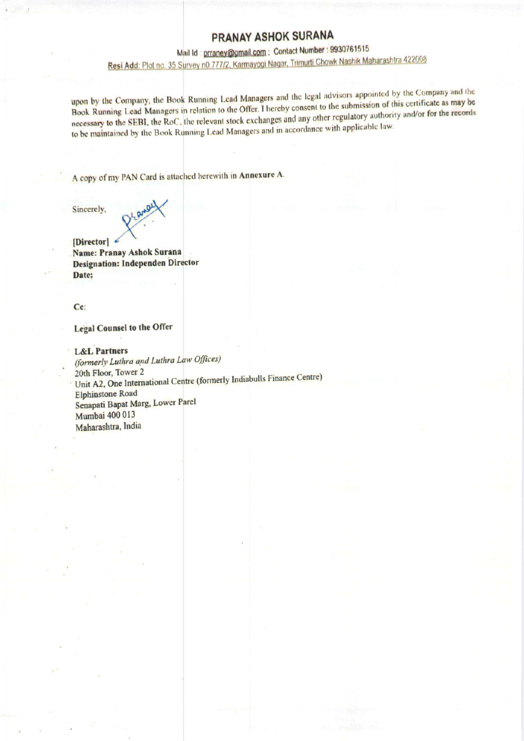# PRANAY ASHOK SURANA

Mail Id : prraney@gmail.com ; Contact Number : 9930761515

Resi Add: Plot no. 35 Survey n0.777/2, Karmayogi Nagar, Trimurti Chowk Nashik Maharashtra 422008

upon by the Company, the Book Running Lead Managers and the legal advisors appointed by the Company and the Book Running Lead Managers in relation to the Offer. I hereby consent to the submission of this certificate as may be necessary to the SEBI, the RoC, the relevant stock exchanges and any other regulatory authority and/or for the records to be maintained by the Book Running Lead Managers and in accordance with applicable law.

A copy of my PAN Card is attached herewith in **Annexure A**.

Sincerely,

**[Director]**
**Name: Pranay Ashok Surana**
**Designation: Independen Director**
**Date:**

Cc:

**Legal Counsel to the Offer**

**L&L Partners**
*(formerly Luthra and Luthra Law Offices)*
20th Floor, Tower 2
Unit A2, One International Centre (formerly Indiabulls Finance Centre)
Elphinstone Road
Senapati Bapat Marg, Lower Parel
Mumbai 400 013
Maharashtra, India